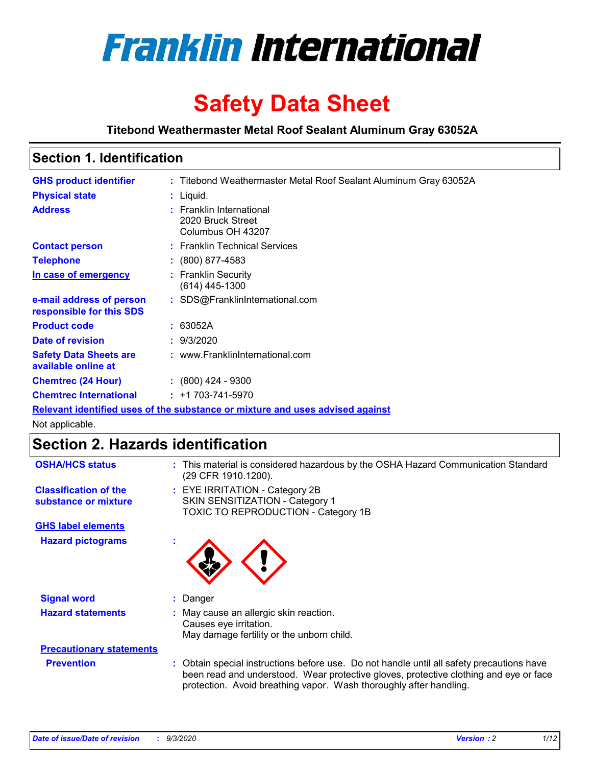# Franklin International

# Safety Data Sheet

**Titebond Weathermaster Metal Roof Sealant Aluminum Gray 63052A**

## Section 1. Identification

| | | |
|---|---|---|
| **GHS product identifier** | : | Titebond Weathermaster Metal Roof Sealant Aluminum Gray 63052A |
| **Physical state** | : | Liquid. |
| **Address** | : | Franklin International<br>2020 Bruck Street<br>Columbus OH 43207 |
| **Contact person** | : | Franklin Technical Services |
| **Telephone** | : | (800) 877-4583 |
| **In case of emergency** | : | Franklin Security<br>(614) 445-1300 |
| **e-mail address of person responsible for this SDS** | : | SDS@FranklinInternational.com |
| **Product code** | : | 63052A |
| **Date of revision** | : | 9/3/2020 |
| **Safety Data Sheets are available online at** | : | www.FranklinInternational.com |
| **Chemtrec (24 Hour)** | : | (800) 424 - 9300 |
| **Chemtrec International** | : | +1 703-741-5970 |

**Relevant identified uses of the substance or mixture and uses advised against**

Not applicable.

## Section 2. Hazards identification

| | | |
|---|---|---|
| **OSHA/HCS status** | : | This material is considered hazardous by the OSHA Hazard Communication Standard (29 CFR 1910.1200). |
| **Classification of the substance or mixture** | : | EYE IRRITATION - Category 2B<br>SKIN SENSITIZATION - Category 1<br>TOXIC TO REPRODUCTION - Category 1B |

**GHS label elements**

| | | |
|---|---|---|
| **Hazard pictograms** | : | |
| **Signal word** | : | Danger |
| **Hazard statements** | : | May cause an allergic skin reaction.<br>Causes eye irritation.<br>May damage fertility or the unborn child. |

**Precautionary statements**

| | | |
|---|---|---|
| **Prevention** | : | Obtain special instructions before use. Do not handle until all safety precautions have been read and understood. Wear protective gloves, protective clothing and eye or face protection. Avoid breathing vapor. Wash thoroughly after handling. |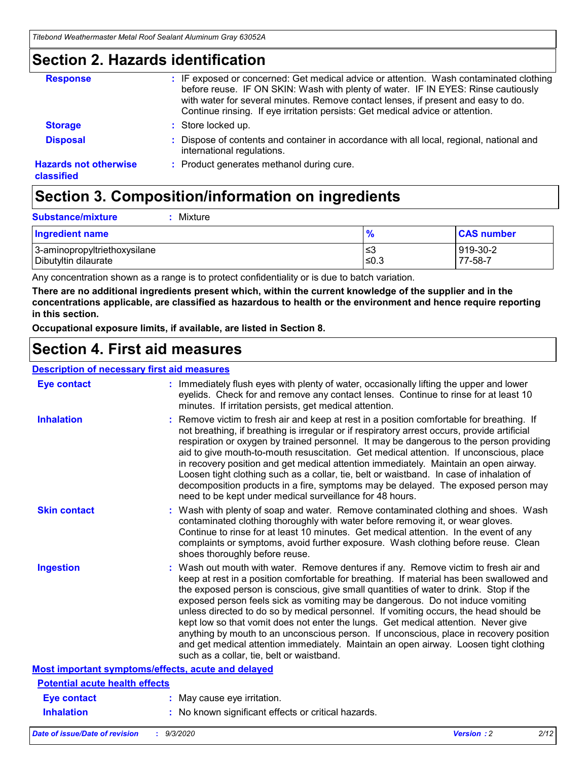## Section 2. Hazards identification

**Response** : IF exposed or concerned: Get medical advice or attention. Wash contaminated clothing before reuse. IF ON SKIN: Wash with plenty of water. IF IN EYES: Rinse cautiously with water for several minutes. Remove contact lenses, if present and easy to do. Continue rinsing. If eye irritation persists: Get medical advice or attention.

**Storage** : Store locked up.

**Disposal** : Dispose of contents and container in accordance with all local, regional, national and international regulations.

**Hazards not otherwise classified** : Product generates methanol during cure.

## Section 3. Composition/information on ingredients

**Substance/mixture** : Mixture

| Ingredient name | % | CAS number |
|---|---|---|
| 3-aminopropyltriethoxysilane | ≤3 | 919-30-2 |
| Dibutyltin dilaurate | ≤0.3 | 77-58-7 |

Any concentration shown as a range is to protect confidentiality or is due to batch variation.

**There are no additional ingredients present which, within the current knowledge of the supplier and in the concentrations applicable, are classified as hazardous to health or the environment and hence require reporting in this section.**

**Occupational exposure limits, if available, are listed in Section 8.**

## Section 4. First aid measures

**Description of necessary first aid measures**

**Eye contact** : Immediately flush eyes with plenty of water, occasionally lifting the upper and lower eyelids. Check for and remove any contact lenses. Continue to rinse for at least 10 minutes. If irritation persists, get medical attention.

**Inhalation** : Remove victim to fresh air and keep at rest in a position comfortable for breathing. If not breathing, if breathing is irregular or if respiratory arrest occurs, provide artificial respiration or oxygen by trained personnel. It may be dangerous to the person providing aid to give mouth-to-mouth resuscitation. Get medical attention. If unconscious, place in recovery position and get medical attention immediately. Maintain an open airway. Loosen tight clothing such as a collar, tie, belt or waistband. In case of inhalation of decomposition products in a fire, symptoms may be delayed. The exposed person may need to be kept under medical surveillance for 48 hours.

**Skin contact** : Wash with plenty of soap and water. Remove contaminated clothing and shoes. Wash contaminated clothing thoroughly with water before removing it, or wear gloves. Continue to rinse for at least 10 minutes. Get medical attention. In the event of any complaints or symptoms, avoid further exposure. Wash clothing before reuse. Clean shoes thoroughly before reuse.

**Ingestion** : Wash out mouth with water. Remove dentures if any. Remove victim to fresh air and keep at rest in a position comfortable for breathing. If material has been swallowed and the exposed person is conscious, give small quantities of water to drink. Stop if the exposed person feels sick as vomiting may be dangerous. Do not induce vomiting unless directed to do so by medical personnel. If vomiting occurs, the head should be kept low so that vomit does not enter the lungs. Get medical attention. Never give anything by mouth to an unconscious person. If unconscious, place in recovery position and get medical attention immediately. Maintain an open airway. Loosen tight clothing such as a collar, tie, belt or waistband.

**Most important symptoms/effects, acute and delayed**

**Potential acute health effects**

**Eye contact** : May cause eye irritation.

**Inhalation** : No known significant effects or critical hazards.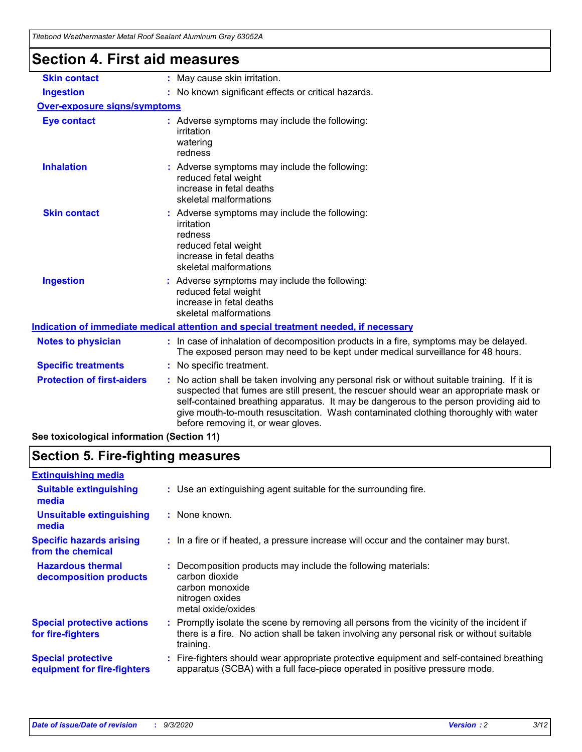# Section 4. First aid measures

| | |
|---|---|
| **Skin contact** | : May cause skin irritation. |
| **Ingestion** | : No known significant effects or critical hazards. |

**Over-exposure signs/symptoms**

| | |
|---|---|
| **Eye contact** | : Adverse symptoms may include the following:<br>irritation<br>watering<br>redness |
| **Inhalation** | : Adverse symptoms may include the following:<br>reduced fetal weight<br>increase in fetal deaths<br>skeletal malformations |
| **Skin contact** | : Adverse symptoms may include the following:<br>irritation<br>redness<br>reduced fetal weight<br>increase in fetal deaths<br>skeletal malformations |
| **Ingestion** | : Adverse symptoms may include the following:<br>reduced fetal weight<br>increase in fetal deaths<br>skeletal malformations |

**Indication of immediate medical attention and special treatment needed, if necessary**

| | |
|---|---|
| **Notes to physician** | : In case of inhalation of decomposition products in a fire, symptoms may be delayed. The exposed person may need to be kept under medical surveillance for 48 hours. |
| **Specific treatments** | : No specific treatment. |
| **Protection of first-aiders** | : No action shall be taken involving any personal risk or without suitable training. If it is suspected that fumes are still present, the rescuer should wear an appropriate mask or self-contained breathing apparatus. It may be dangerous to the person providing aid to give mouth-to-mouth resuscitation. Wash contaminated clothing thoroughly with water before removing it, or wear gloves. |

**See toxicological information (Section 11)**

# Section 5. Fire-fighting measures

**Extinguishing media**

| | |
|---|---|
| **Suitable extinguishing media** | : Use an extinguishing agent suitable for the surrounding fire. |
| **Unsuitable extinguishing media** | : None known. |
| **Specific hazards arising from the chemical** | : In a fire or if heated, a pressure increase will occur and the container may burst. |
| **Hazardous thermal decomposition products** | : Decomposition products may include the following materials:<br>carbon dioxide<br>carbon monoxide<br>nitrogen oxides<br>metal oxide/oxides |
| **Special protective actions for fire-fighters** | : Promptly isolate the scene by removing all persons from the vicinity of the incident if there is a fire. No action shall be taken involving any personal risk or without suitable training. |
| **Special protective equipment for fire-fighters** | : Fire-fighters should wear appropriate protective equipment and self-contained breathing apparatus (SCBA) with a full face-piece operated in positive pressure mode. |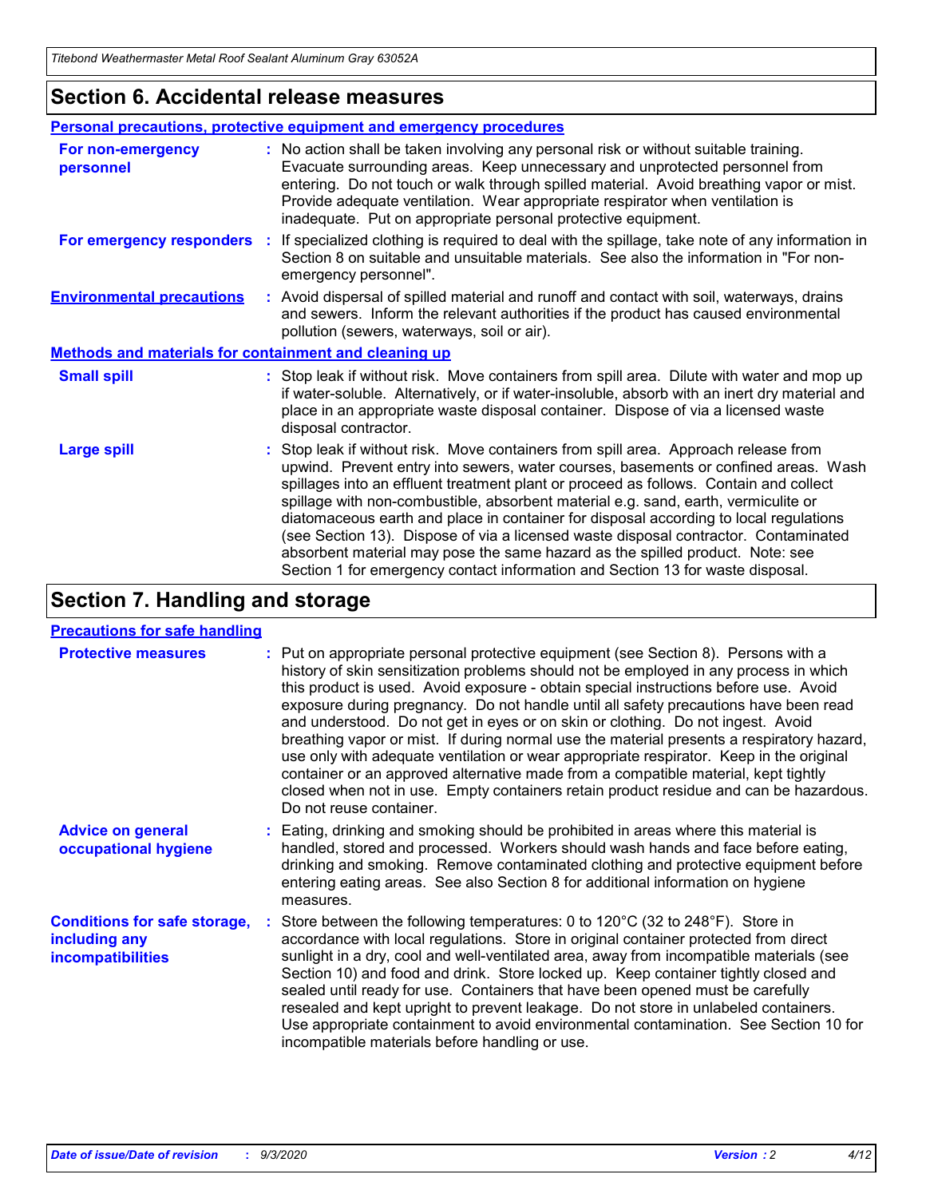## Section 6. Accidental release measures

### Personal precautions, protective equipment and emergency procedures

**For non-emergency personnel** : No action shall be taken involving any personal risk or without suitable training. Evacuate surrounding areas. Keep unnecessary and unprotected personnel from entering. Do not touch or walk through spilled material. Avoid breathing vapor or mist. Provide adequate ventilation. Wear appropriate respirator when ventilation is inadequate. Put on appropriate personal protective equipment.

**For emergency responders** : If specialized clothing is required to deal with the spillage, take note of any information in Section 8 on suitable and unsuitable materials. See also the information in "For non-emergency personnel".

**Environmental precautions** : Avoid dispersal of spilled material and runoff and contact with soil, waterways, drains and sewers. Inform the relevant authorities if the product has caused environmental pollution (sewers, waterways, soil or air).

### Methods and materials for containment and cleaning up

**Small spill** : Stop leak if without risk. Move containers from spill area. Dilute with water and mop up if water-soluble. Alternatively, or if water-insoluble, absorb with an inert dry material and place in an appropriate waste disposal container. Dispose of via a licensed waste disposal contractor.

**Large spill** : Stop leak if without risk. Move containers from spill area. Approach release from upwind. Prevent entry into sewers, water courses, basements or confined areas. Wash spillages into an effluent treatment plant or proceed as follows. Contain and collect spillage with non-combustible, absorbent material e.g. sand, earth, vermiculite or diatomaceous earth and place in container for disposal according to local regulations (see Section 13). Dispose of via a licensed waste disposal contractor. Contaminated absorbent material may pose the same hazard as the spilled product. Note: see Section 1 for emergency contact information and Section 13 for waste disposal.

## Section 7. Handling and storage

### Precautions for safe handling

**Protective measures** : Put on appropriate personal protective equipment (see Section 8). Persons with a history of skin sensitization problems should not be employed in any process in which this product is used. Avoid exposure - obtain special instructions before use. Avoid exposure during pregnancy. Do not handle until all safety precautions have been read and understood. Do not get in eyes or on skin or clothing. Do not ingest. Avoid breathing vapor or mist. If during normal use the material presents a respiratory hazard, use only with adequate ventilation or wear appropriate respirator. Keep in the original container or an approved alternative made from a compatible material, kept tightly closed when not in use. Empty containers retain product residue and can be hazardous. Do not reuse container.

**Advice on general occupational hygiene** : Eating, drinking and smoking should be prohibited in areas where this material is handled, stored and processed. Workers should wash hands and face before eating, drinking and smoking. Remove contaminated clothing and protective equipment before entering eating areas. See also Section 8 for additional information on hygiene measures.

**Conditions for safe storage, including any incompatibilities** : Store between the following temperatures: 0 to 120°C (32 to 248°F). Store in accordance with local regulations. Store in original container protected from direct sunlight in a dry, cool and well-ventilated area, away from incompatible materials (see Section 10) and food and drink. Store locked up. Keep container tightly closed and sealed until ready for use. Containers that have been opened must be carefully resealed and kept upright to prevent leakage. Do not store in unlabeled containers. Use appropriate containment to avoid environmental contamination. See Section 10 for incompatible materials before handling or use.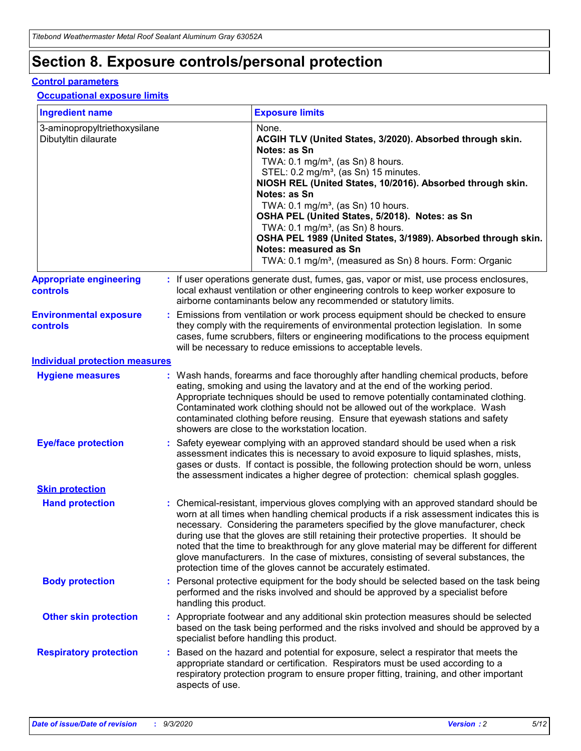# Section 8. Exposure controls/personal protection

## Control parameters

### Occupational exposure limits

| Ingredient name | Exposure limits |
|---|---|
| 3-aminopropyltriethoxysilane | None. |
| Dibutyltin dilaurate | **ACGIH TLV (United States, 3/2020). Absorbed through skin. Notes: as Sn**<br>TWA: 0.1 mg/m³, (as Sn) 8 hours.<br>STEL: 0.2 mg/m³, (as Sn) 15 minutes.<br>**NIOSH REL (United States, 10/2016). Absorbed through skin. Notes: as Sn**<br>TWA: 0.1 mg/m³, (as Sn) 10 hours.<br>**OSHA PEL (United States, 5/2018). Notes: as Sn**<br>TWA: 0.1 mg/m³, (as Sn) 8 hours.<br>**OSHA PEL 1989 (United States, 3/1989). Absorbed through skin. Notes: measured as Sn**<br>TWA: 0.1 mg/m³, (measured as Sn) 8 hours. Form: Organic |

**Appropriate engineering controls** : If user operations generate dust, fumes, gas, vapor or mist, use process enclosures, local exhaust ventilation or other engineering controls to keep worker exposure to airborne contaminants below any recommended or statutory limits.

**Environmental exposure controls** : Emissions from ventilation or work process equipment should be checked to ensure they comply with the requirements of environmental protection legislation. In some cases, fume scrubbers, filters or engineering modifications to the process equipment will be necessary to reduce emissions to acceptable levels.

## Individual protection measures

**Hygiene measures** : Wash hands, forearms and face thoroughly after handling chemical products, before eating, smoking and using the lavatory and at the end of the working period. Appropriate techniques should be used to remove potentially contaminated clothing. Contaminated work clothing should not be allowed out of the workplace. Wash contaminated clothing before reusing. Ensure that eyewash stations and safety showers are close to the workstation location.

**Eye/face protection** : Safety eyewear complying with an approved standard should be used when a risk assessment indicates this is necessary to avoid exposure to liquid splashes, mists, gases or dusts. If contact is possible, the following protection should be worn, unless the assessment indicates a higher degree of protection: chemical splash goggles.

### Skin protection

**Hand protection** : Chemical-resistant, impervious gloves complying with an approved standard should be worn at all times when handling chemical products if a risk assessment indicates this is necessary. Considering the parameters specified by the glove manufacturer, check during use that the gloves are still retaining their protective properties. It should be noted that the time to breakthrough for any glove material may be different for different glove manufacturers. In the case of mixtures, consisting of several substances, the protection time of the gloves cannot be accurately estimated.

**Body protection** : Personal protective equipment for the body should be selected based on the task being performed and the risks involved and should be approved by a specialist before handling this product.

**Other skin protection** : Appropriate footwear and any additional skin protection measures should be selected based on the task being performed and the risks involved and should be approved by a specialist before handling this product.

**Respiratory protection** : Based on the hazard and potential for exposure, select a respirator that meets the appropriate standard or certification. Respirators must be used according to a respiratory protection program to ensure proper fitting, training, and other important aspects of use.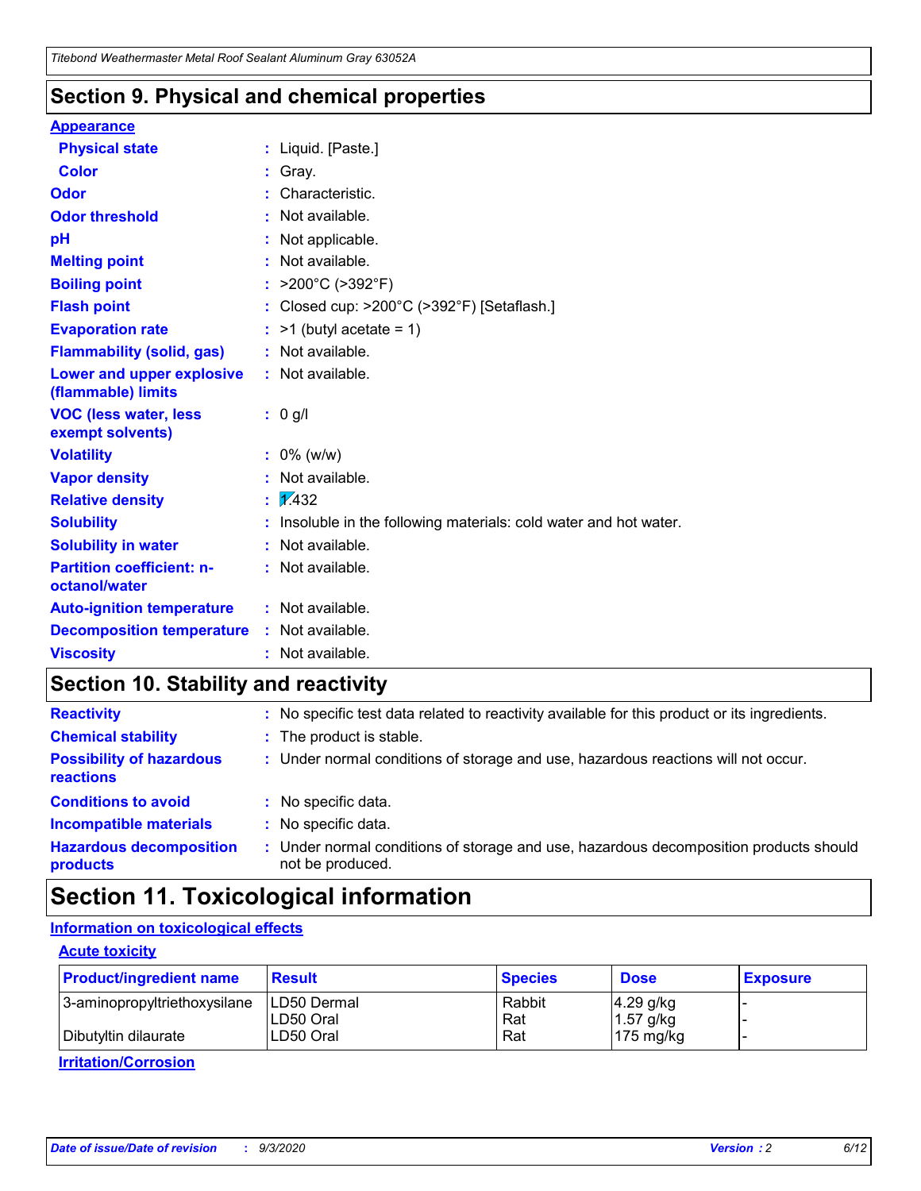## Section 9. Physical and chemical properties

**Appearance**

| | |
|---|---|
| **Physical state** | : Liquid. [Paste.] |
| **Color** | : Gray. |
| **Odor** | : Characteristic. |
| **Odor threshold** | : Not available. |
| **pH** | : Not applicable. |
| **Melting point** | : Not available. |
| **Boiling point** | : >200°C (>392°F) |
| **Flash point** | : Closed cup: >200°C (>392°F) [Setaflash.] |
| **Evaporation rate** | : >1 (butyl acetate = 1) |
| **Flammability (solid, gas)** | : Not available. |
| **Lower and upper explosive (flammable) limits** | : Not available. |
| **VOC (less water, less exempt solvents)** | : 0 g/l |
| **Volatility** | : 0% (w/w) |
| **Vapor density** | : Not available. |
| **Relative density** | : 1.432 |
| **Solubility** | : Insoluble in the following materials: cold water and hot water. |
| **Solubility in water** | : Not available. |
| **Partition coefficient: n-octanol/water** | : Not available. |
| **Auto-ignition temperature** | : Not available. |
| **Decomposition temperature** | : Not available. |
| **Viscosity** | : Not available. |

## Section 10. Stability and reactivity

| | |
|---|---|
| **Reactivity** | : No specific test data related to reactivity available for this product or its ingredients. |
| **Chemical stability** | : The product is stable. |
| **Possibility of hazardous reactions** | : Under normal conditions of storage and use, hazardous reactions will not occur. |
| **Conditions to avoid** | : No specific data. |
| **Incompatible materials** | : No specific data. |
| **Hazardous decomposition products** | : Under normal conditions of storage and use, hazardous decomposition products should not be produced. |

## Section 11. Toxicological information

**Information on toxicological effects**

**Acute toxicity**

| Product/ingredient name | Result | Species | Dose | Exposure |
|---|---|---|---|---|
| 3-aminopropyltriethoxysilane | LD50 Dermal | Rabbit | 4.29 g/kg | - |
| | LD50 Oral | Rat | 1.57 g/kg | - |
| Dibutyltin dilaurate | LD50 Oral | Rat | 175 mg/kg | - |

**Irritation/Corrosion**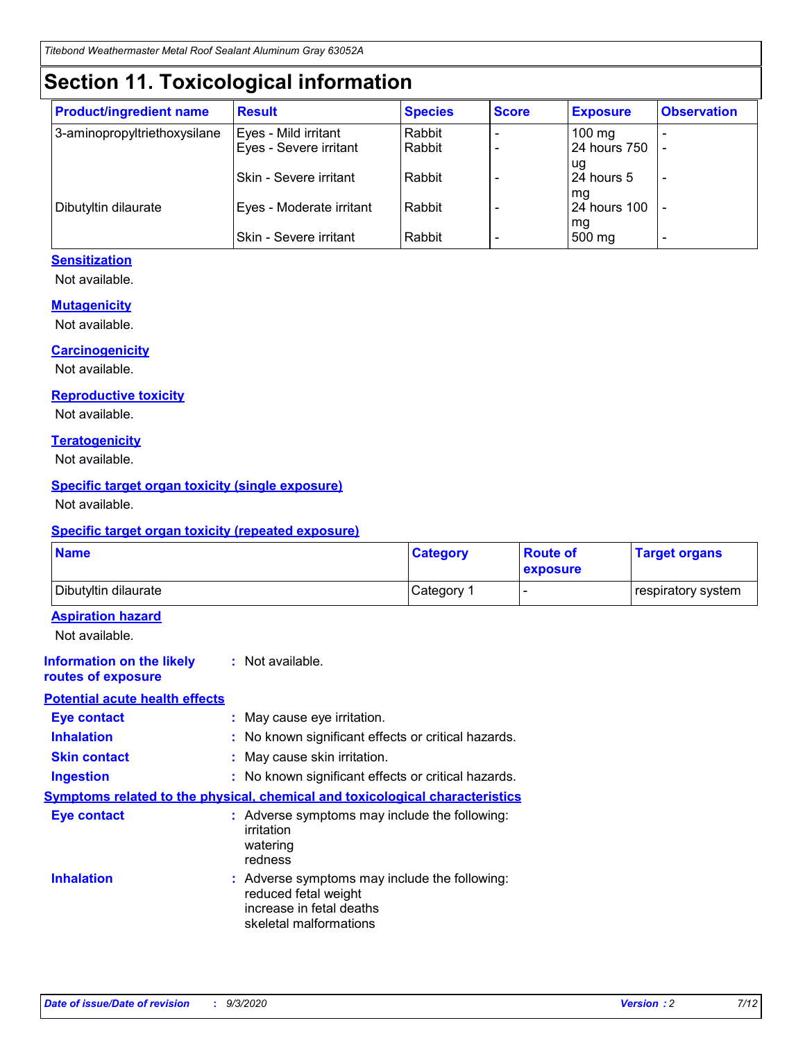# Section 11. Toxicological information

| Product/ingredient name | Result | Species | Score | Exposure | Observation |
| --- | --- | --- | --- | --- | --- |
| 3-aminopropyltriethoxysilane | Eyes - Mild irritant | Rabbit | - | 100 mg | - |
| | Eyes - Severe irritant | Rabbit | - | 24 hours 750 ug | - |
| | Skin - Severe irritant | Rabbit | - | 24 hours 5 mg | - |
| Dibutyltin dilaurate | Eyes - Moderate irritant | Rabbit | - | 24 hours 100 mg | - |
| | Skin - Severe irritant | Rabbit | - | 500 mg | - |

### Sensitization

Not available.

### Mutagenicity

Not available.

### Carcinogenicity

Not available.

### Reproductive toxicity

Not available.

### Teratogenicity

Not available.

### Specific target organ toxicity (single exposure)

Not available.

### Specific target organ toxicity (repeated exposure)

| Name | Category | Route of exposure | Target organs |
| --- | --- | --- | --- |
| Dibutyltin dilaurate | Category 1 | - | respiratory system |

### Aspiration hazard

Not available.

**Information on the likely routes of exposure** : Not available.

### Potential acute health effects

**Eye contact** : May cause eye irritation.

**Inhalation** : No known significant effects or critical hazards.

**Skin contact** : May cause skin irritation.

**Ingestion** : No known significant effects or critical hazards.

### Symptoms related to the physical, chemical and toxicological characteristics

**Eye contact** : Adverse symptoms may include the following:
irritation
watering
redness

**Inhalation** : Adverse symptoms may include the following:
reduced fetal weight
increase in fetal deaths
skeletal malformations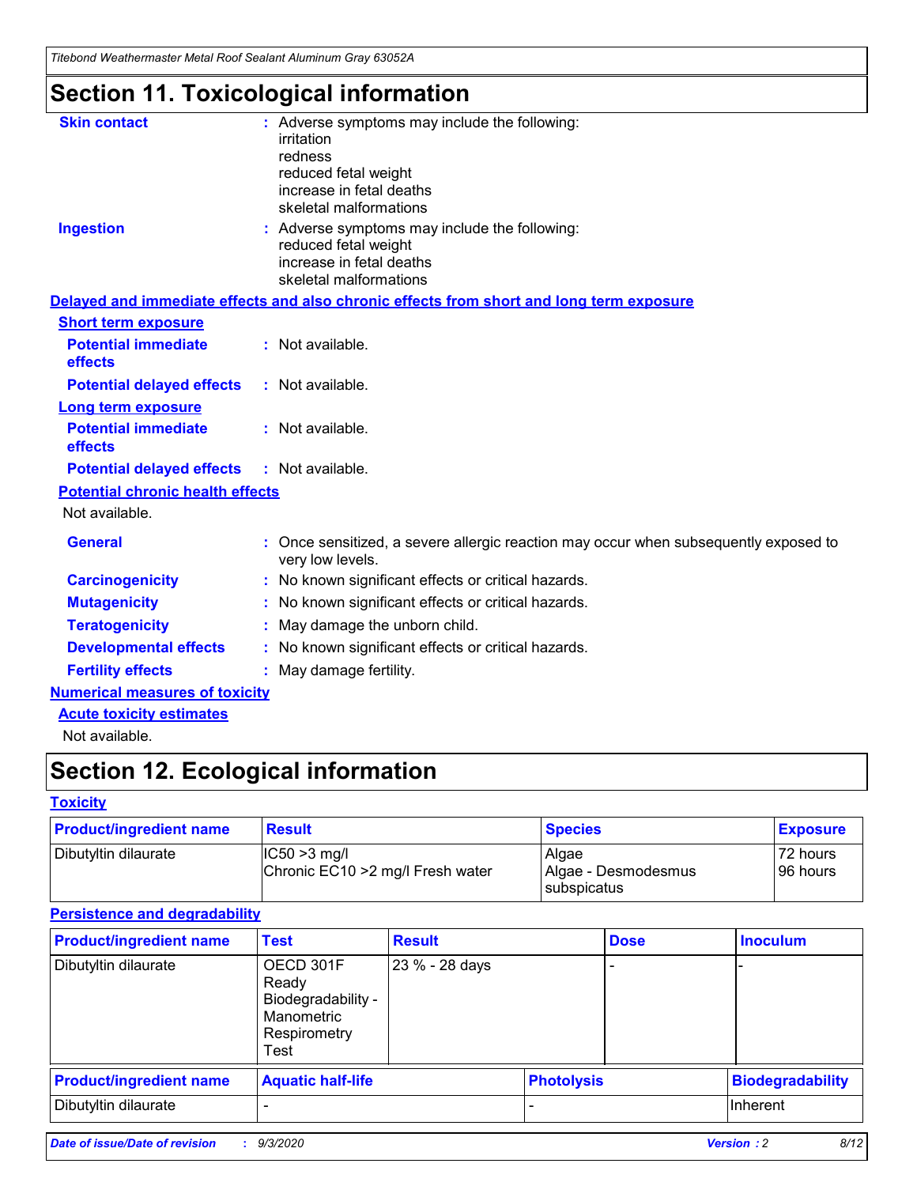# Section 11. Toxicological information

**Skin contact** : Adverse symptoms may include the following:
irritation
redness
reduced fetal weight
increase in fetal deaths
skeletal malformations

**Ingestion** : Adverse symptoms may include the following:
reduced fetal weight
increase in fetal deaths
skeletal malformations

## Delayed and immediate effects and also chronic effects from short and long term exposure

### Short term exposure

**Potential immediate effects** : Not available.

**Potential delayed effects** : Not available.

### Long term exposure

**Potential immediate effects** : Not available.

**Potential delayed effects** : Not available.

### Potential chronic health effects

Not available.

**General** : Once sensitized, a severe allergic reaction may occur when subsequently exposed to very low levels.

**Carcinogenicity** : No known significant effects or critical hazards.

**Mutagenicity** : No known significant effects or critical hazards.

**Teratogenicity** : May damage the unborn child.

**Developmental effects** : No known significant effects or critical hazards.

**Fertility effects** : May damage fertility.

## Numerical measures of toxicity

### Acute toxicity estimates

Not available.

# Section 12. Ecological information

## Toxicity

| Product/ingredient name | Result | Species | Exposure |
|---|---|---|---|
| Dibutyltin dilaurate | IC50 >3 mg/l<br>Chronic EC10 >2 mg/l Fresh water | Algae<br>Algae - Desmodesmus subspicatus | 72 hours<br>96 hours |

## Persistence and degradability

| Product/ingredient name | Test | Result | Dose | Inoculum |
|---|---|---|---|---|
| Dibutyltin dilaurate | OECD 301F Ready Biodegradability - Manometric Respirometry Test | 23 % - 28 days | - | - |

| Product/ingredient name | Aquatic half-life | Photolysis | Biodegradability |
|---|---|---|---|
| Dibutyltin dilaurate | - | - | Inherent |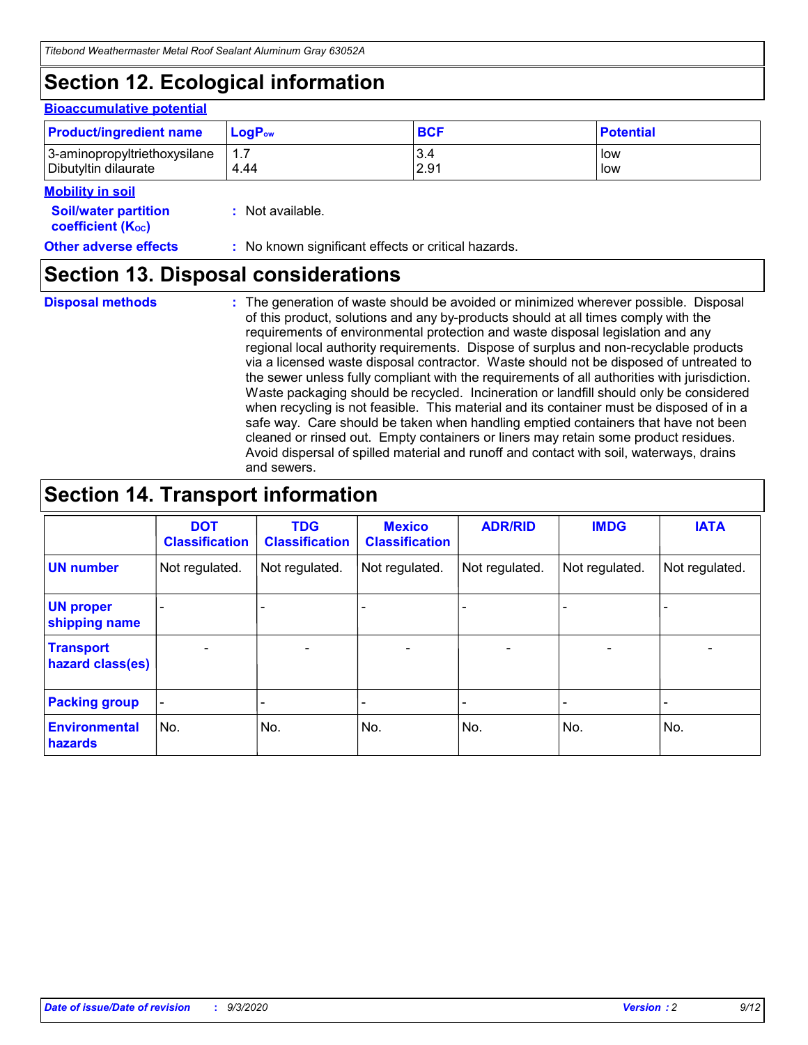# Section 12. Ecological information

### Bioaccumulative potential

| Product/ingredient name | $LogP_{ow}$ | BCF | Potential |
| --- | --- | --- | --- |
| 3-aminopropyltriethoxysilane | 1.7 | 3.4 | low |
| Dibutyltin dilaurate | 4.44 | 2.91 | low |

### Mobility in soil

**Soil/water partition coefficient ($K_{OC}$)** : Not available.

**Other adverse effects** : No known significant effects or critical hazards.

# Section 13. Disposal considerations

**Disposal methods** : The generation of waste should be avoided or minimized wherever possible. Disposal of this product, solutions and any by-products should at all times comply with the requirements of environmental protection and waste disposal legislation and any regional local authority requirements. Dispose of surplus and non-recyclable products via a licensed waste disposal contractor. Waste should not be disposed of untreated to the sewer unless fully compliant with the requirements of all authorities with jurisdiction. Waste packaging should be recycled. Incineration or landfill should only be considered when recycling is not feasible. This material and its container must be disposed of in a safe way. Care should be taken when handling emptied containers that have not been cleaned or rinsed out. Empty containers or liners may retain some product residues. Avoid dispersal of spilled material and runoff and contact with soil, waterways, drains and sewers.

# Section 14. Transport information

| | DOT Classification | TDG Classification | Mexico Classification | ADR/RID | IMDG | IATA |
| --- | --- | --- | --- | --- | --- | --- |
| UN number | Not regulated. | Not regulated. | Not regulated. | Not regulated. | Not regulated. | Not regulated. |
| UN proper shipping name | - | - | - | - | - | - |
| Transport hazard class(es) | - | - | - | - | - | - |
| Packing group | - | - | - | - | - | - |
| Environmental hazards | No. | No. | No. | No. | No. | No. |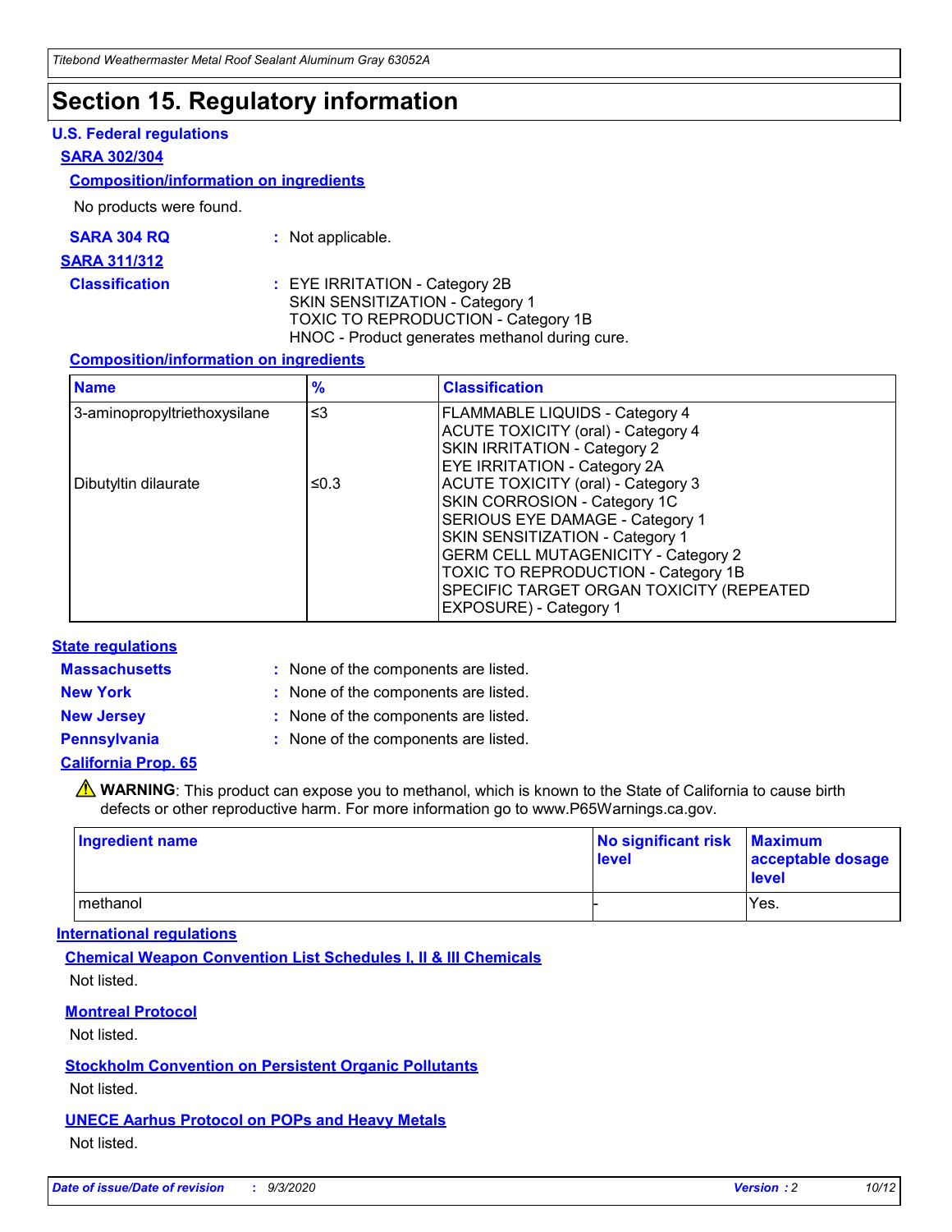# Section 15. Regulatory information

### U.S. Federal regulations

**SARA 302/304**

**Composition/information on ingredients**

No products were found.

**SARA 304 RQ** : Not applicable.

**SARA 311/312**

**Classification** : EYE IRRITATION - Category 2B
SKIN SENSITIZATION - Category 1
TOXIC TO REPRODUCTION - Category 1B
HNOC - Product generates methanol during cure.

**Composition/information on ingredients**

| Name | % | Classification |
| --- | --- | --- |
| 3-aminopropyltriethoxysilane | ≤3 | FLAMMABLE LIQUIDS - Category 4<br>ACUTE TOXICITY (oral) - Category 4<br>SKIN IRRITATION - Category 2<br>EYE IRRITATION - Category 2A |
| Dibutyltin dilaurate | ≤0.3 | ACUTE TOXICITY (oral) - Category 3<br>SKIN CORROSION - Category 1C<br>SERIOUS EYE DAMAGE - Category 1<br>SKIN SENSITIZATION - Category 1<br>GERM CELL MUTAGENICITY - Category 2<br>TOXIC TO REPRODUCTION - Category 1B<br>SPECIFIC TARGET ORGAN TOXICITY (REPEATED EXPOSURE) - Category 1 |

### State regulations

**Massachusetts** : None of the components are listed.

**New York** : None of the components are listed.

**New Jersey** : None of the components are listed.

**Pennsylvania** : None of the components are listed.

**California Prop. 65**

⚠ **WARNING**: This product can expose you to methanol, which is known to the State of California to cause birth defects or other reproductive harm. For more information go to www.P65Warnings.ca.gov.

| Ingredient name | No significant risk level | Maximum acceptable dosage level |
| --- | --- | --- |
| methanol | - | Yes. |

### International regulations

**Chemical Weapon Convention List Schedules I, II & III Chemicals**

Not listed.

**Montreal Protocol**

Not listed.

**Stockholm Convention on Persistent Organic Pollutants**

Not listed.

**UNECE Aarhus Protocol on POPs and Heavy Metals**

Not listed.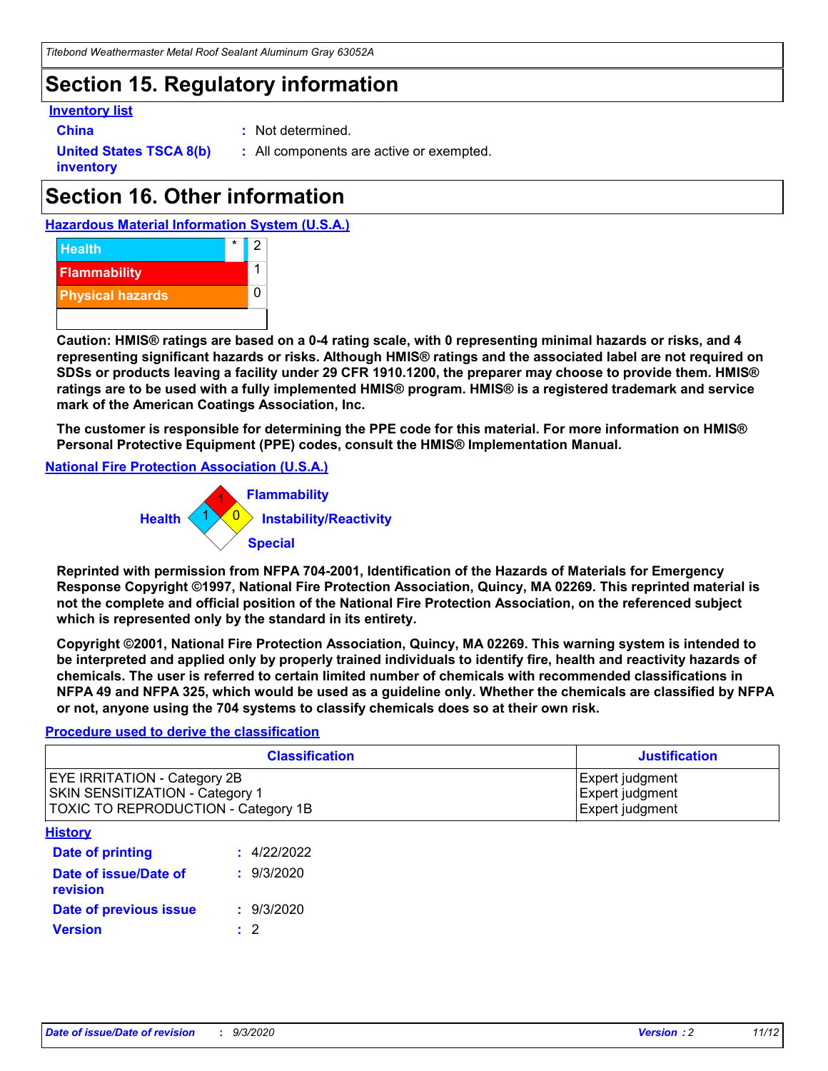# Section 15. Regulatory information

**Inventory list**

**China** : Not determined.

**United States TSCA 8(b) inventory** : All components are active or exempted.

# Section 16. Other information

**Hazardous Material Information System (U.S.A.)**

| | | |
|---|---|---|
| Health | * | 2 |
| Flammability | | 1 |
| Physical hazards | | 0 |

**Caution: HMIS® ratings are based on a 0-4 rating scale, with 0 representing minimal hazards or risks, and 4 representing significant hazards or risks. Although HMIS® ratings and the associated label are not required on SDSs or products leaving a facility under 29 CFR 1910.1200, the preparer may choose to provide them. HMIS® ratings are to be used with a fully implemented HMIS® program. HMIS® is a registered trademark and service mark of the American Coatings Association, Inc.**

**The customer is responsible for determining the PPE code for this material. For more information on HMIS® Personal Protective Equipment (PPE) codes, consult the HMIS® Implementation Manual.**

**National Fire Protection Association (U.S.A.)**

Health: 1
Flammability: 1
Instability/Reactivity: 0
Special:

**Reprinted with permission from NFPA 704-2001, Identification of the Hazards of Materials for Emergency Response Copyright ©1997, National Fire Protection Association, Quincy, MA 02269. This reprinted material is not the complete and official position of the National Fire Protection Association, on the referenced subject which is represented only by the standard in its entirety.**

**Copyright ©2001, National Fire Protection Association, Quincy, MA 02269. This warning system is intended to be interpreted and applied only by properly trained individuals to identify fire, health and reactivity hazards of chemicals. The user is referred to certain limited number of chemicals with recommended classifications in NFPA 49 and NFPA 325, which would be used as a guideline only. Whether the chemicals are classified by NFPA or not, anyone using the 704 systems to classify chemicals does so at their own risk.**

**Procedure used to derive the classification**

| Classification | Justification |
|---|---|
| EYE IRRITATION - Category 2B | Expert judgment |
| SKIN SENSITIZATION - Category 1 | Expert judgment |
| TOXIC TO REPRODUCTION - Category 1B | Expert judgment |

**History**

**Date of printing** : 4/22/2022

**Date of issue/Date of revision** : 9/3/2020

**Date of previous issue** : 9/3/2020

**Version** : 2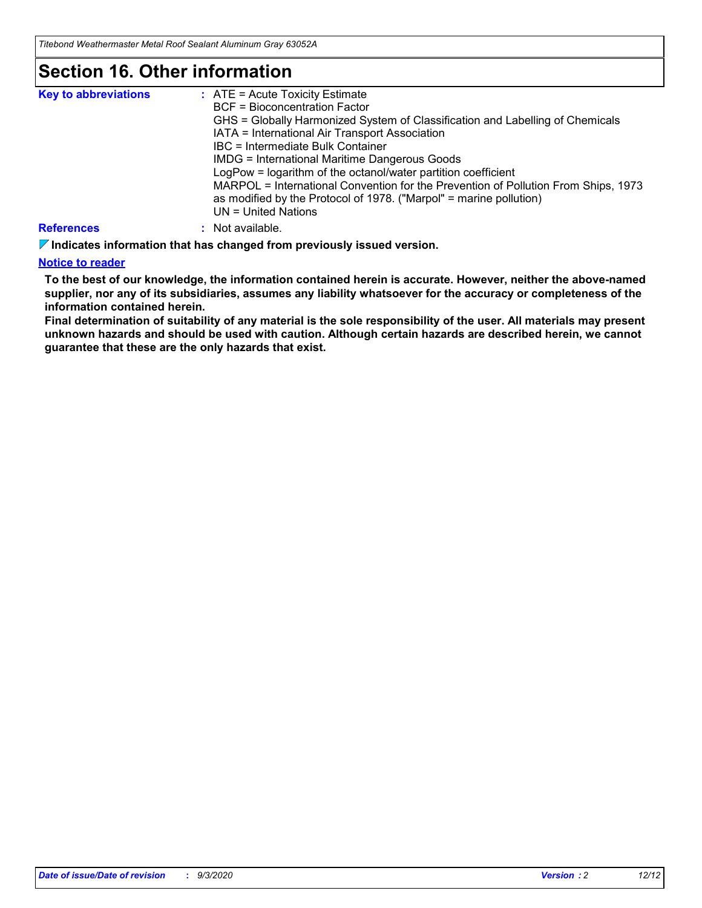# Section 16. Other information

**Key to abbreviations** : ATE = Acute Toxicity Estimate
BCF = Bioconcentration Factor
GHS = Globally Harmonized System of Classification and Labelling of Chemicals
IATA = International Air Transport Association
IBC = Intermediate Bulk Container
IMDG = International Maritime Dangerous Goods
LogPow = logarithm of the octanol/water partition coefficient
MARPOL = International Convention for the Prevention of Pollution From Ships, 1973 as modified by the Protocol of 1978. ("Marpol" = marine pollution)
UN = United Nations

**References** : Not available.

**Indicates information that has changed from previously issued version.**

**Notice to reader**

**To the best of our knowledge, the information contained herein is accurate. However, neither the above-named supplier, nor any of its subsidiaries, assumes any liability whatsoever for the accuracy or completeness of the information contained herein.**

**Final determination of suitability of any material is the sole responsibility of the user. All materials may present unknown hazards and should be used with caution. Although certain hazards are described herein, we cannot guarantee that these are the only hazards that exist.**